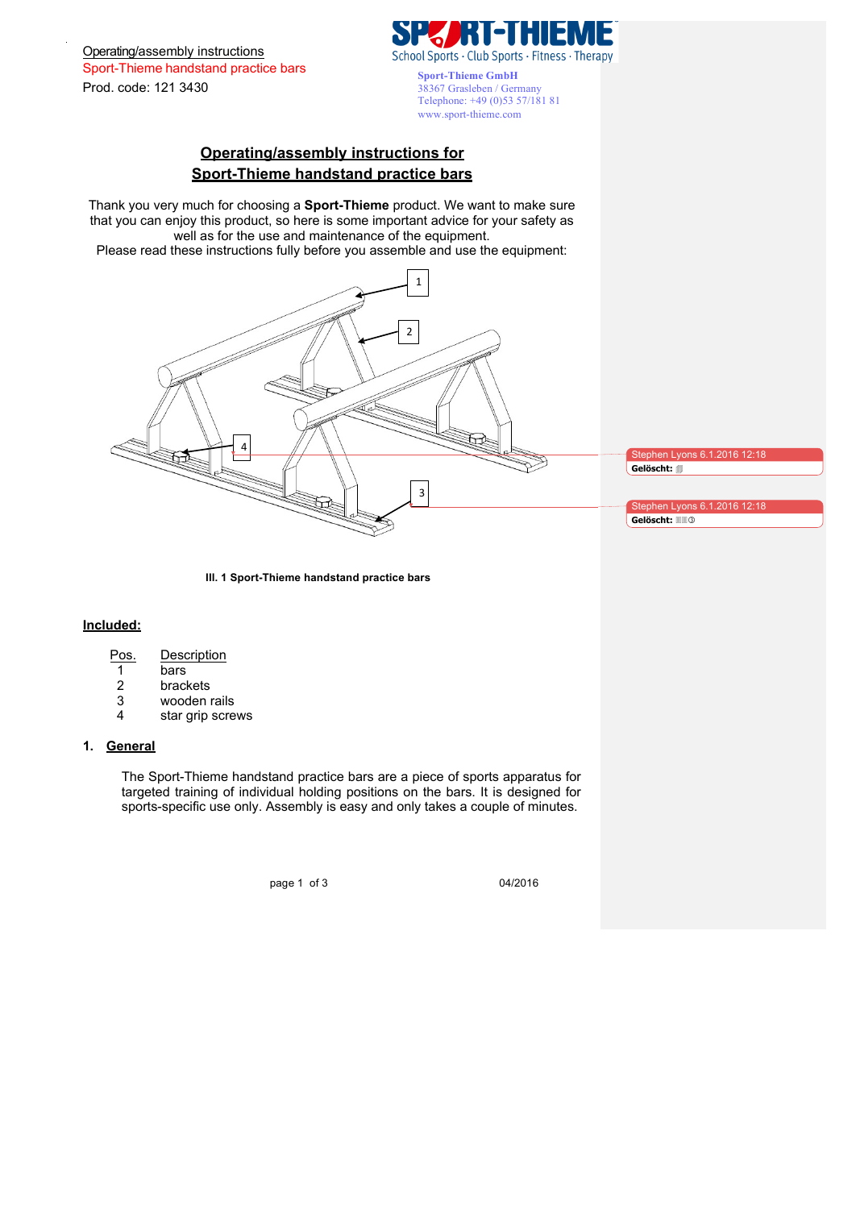Operating/assembly instructions
Sport-Thieme handstand practice bars
Prod. code: 121 3430

Sport-Thieme GmbH
38367 Grasleben / Germany
Telephone: +49 (0)53 57/181 81
www.sport-thieme.com

# Operating/assembly instructions for Sport-Thieme handstand practice bars

Thank you very much for choosing a **Sport-Thieme** product. We want to make sure that you can enjoy this product, so here is some important advice for your safety as well as for the use and maintenance of the equipment.
Please read these instructions fully before you assemble and use the equipment:

**Ill. 1 Sport-Thieme handstand practice bars**

## Included:

| Pos. | Description |
|---|---|
| 1 | bars |
| 2 | brackets |
| 3 | wooden rails |
| 4 | star grip screws |

## 1. General

The Sport-Thieme handstand practice bars are a piece of sports apparatus for targeted training of individual holding positions on the bars. It is designed for sports-specific use only. Assembly is easy and only takes a couple of minutes.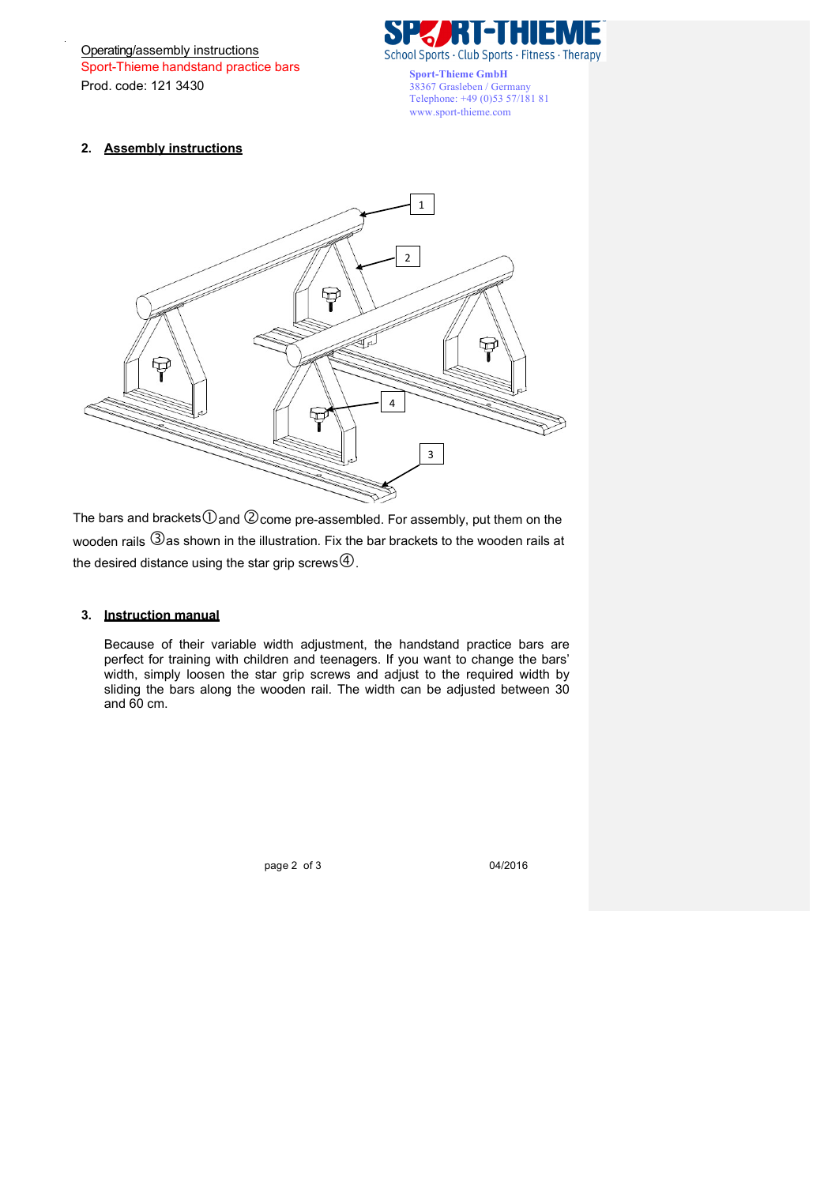Operating/assembly instructions
Sport-Thieme handstand practice bars
Prod. code: 121 3430

Sport-Thieme GmbH
38367 Grasleben / Germany
Telephone: +49 (0)53 57/181 81
www.sport-thieme.com

## 2. Assembly instructions

The bars and brackets ① and ② come pre-assembled. For assembly, put them on the wooden rails ③ as shown in the illustration. Fix the bar brackets to the wooden rails at the desired distance using the star grip screws ④.

## 3. Instruction manual

Because of their variable width adjustment, the handstand practice bars are perfect for training with children and teenagers. If you want to change the bars' width, simply loosen the star grip screws and adjust to the required width by sliding the bars along the wooden rail. The width can be adjusted between 30 and 60 cm.

04/2016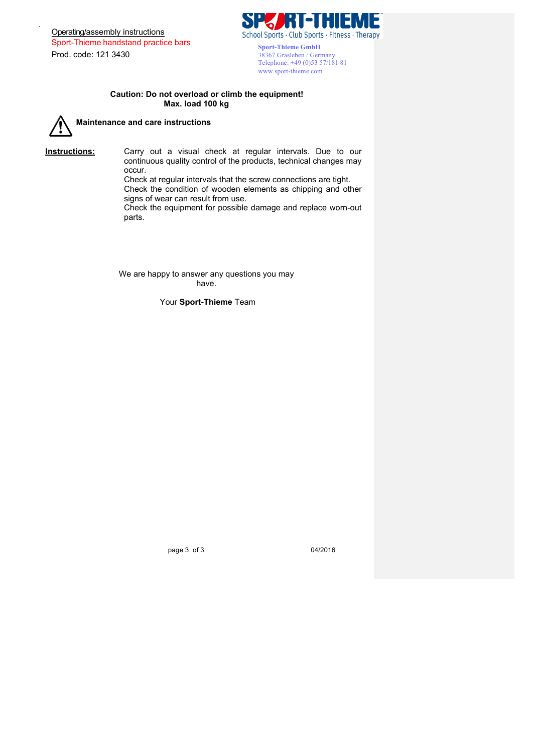Operating/assembly instructions
Sport-Thieme handstand practice bars
Prod. code: 121 3430

SPORT-THIEME
School Sports · Club Sports · Fitness · Therapy

**Sport-Thieme GmbH**
38367 Grasleben / Germany
Telephone: +49 (0)53 57/181 81
www.sport-thieme.com

**Caution: Do not overload or climb the equipment!**
**Max. load 100 kg**

**Maintenance and care instructions**

**Instructions:**

Carry out a visual check at regular intervals. Due to our continuous quality control of the products, technical changes may occur.
Check at regular intervals that the screw connections are tight.
Check the condition of wooden elements as chipping and other signs of wear can result from use.
Check the equipment for possible damage and replace worn-out parts.

We are happy to answer any questions you may have.

Your **Sport-Thieme** Team

04/2016